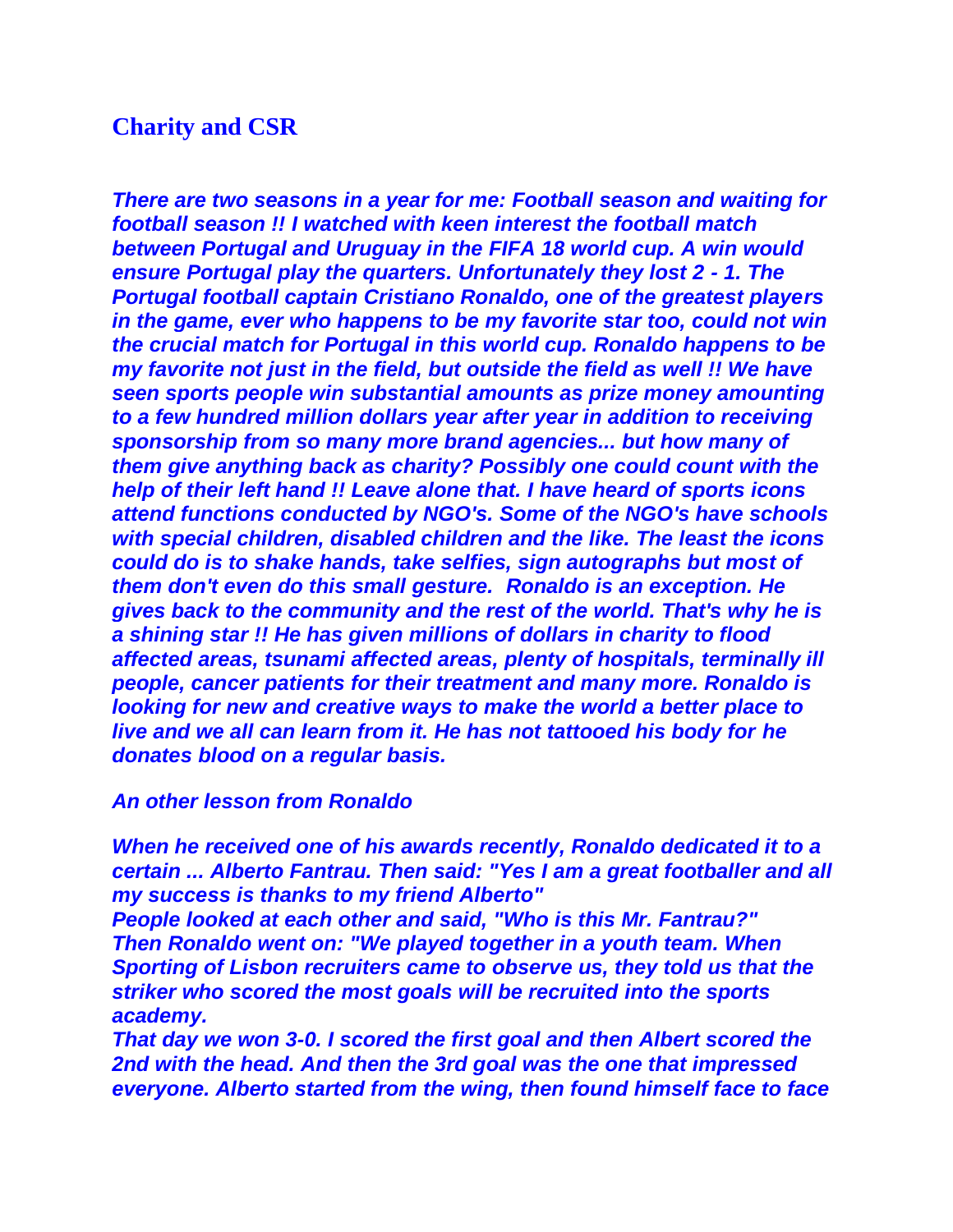## Charity and CSR

***There are two seasons in a year for me: Football season and waiting for football season !! I watched with keen interest the football match between Portugal and Uruguay in the FIFA 18 world cup. A win would ensure Portugal play the quarters. Unfortunately they lost 2 - 1. The Portugal football captain Cristiano Ronaldo, one of the greatest players in the game, ever who happens to be my favorite star too, could not win the crucial match for Portugal in this world cup. Ronaldo happens to be my favorite not just in the field, but outside the field as well !! We have seen sports people win substantial amounts as prize money amounting to a few hundred million dollars year after year in addition to receiving sponsorship from so many more brand agencies... but how many of them give anything back as charity? Possibly one could count with the help of their left hand !! Leave alone that. I have heard of sports icons attend functions conducted by NGO's. Some of the NGO's have schools with special children, disabled children and the like. The least the icons could do is to shake hands, take selfies, sign autographs but most of them don't even do this small gesture. Ronaldo is an exception. He gives back to the community and the rest of the world. That's why he is a shining star !! He has given millions of dollars in charity to flood affected areas, tsunami affected areas, plenty of hospitals, terminally ill people, cancer patients for their treatment and many more. Ronaldo is looking for new and creative ways to make the world a better place to live and we all can learn from it. He has not tattooed his body for he donates blood on a regular basis.***

***An other lesson from Ronaldo***

***When he received one of his awards recently, Ronaldo dedicated it to a certain ... Alberto Fantrau. Then said: "Yes I am a great footballer and all my success is thanks to my friend Alberto"***
***People looked at each other and said, "Who is this Mr. Fantrau?"***
***Then Ronaldo went on: "We played together in a youth team. When Sporting of Lisbon recruiters came to observe us, they told us that the striker who scored the most goals will be recruited into the sports academy.***
***That day we won 3-0. I scored the first goal and then Albert scored the 2nd with the head. And then the 3rd goal was the one that impressed everyone. Alberto started from the wing, then found himself face to face***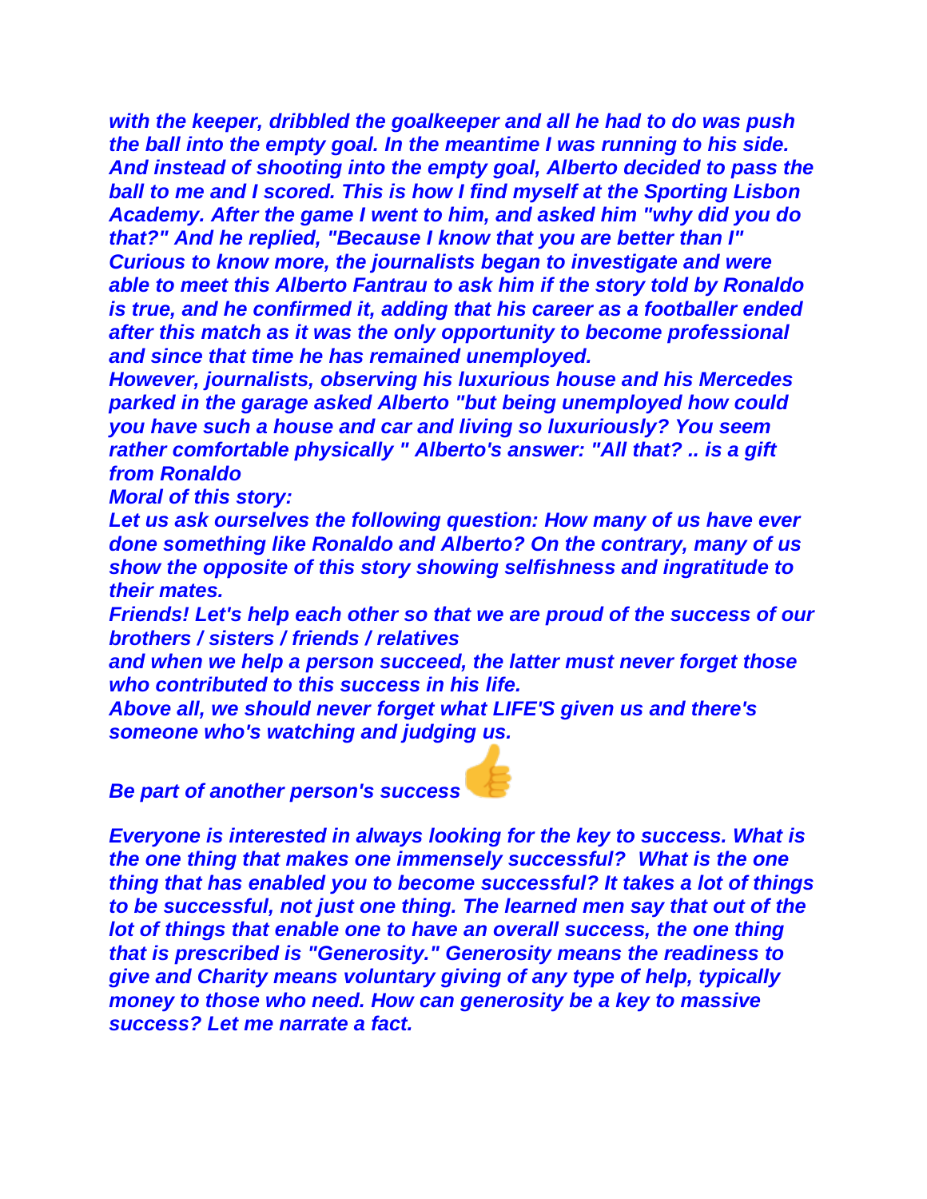*with the keeper, dribbled the goalkeeper and all he had to do was push the ball into the empty goal. In the meantime I was running to his side. And instead of shooting into the empty goal, Alberto decided to pass the ball to me and I scored. This is how I find myself at the Sporting Lisbon Academy. After the game I went to him, and asked him "why did you do that?" And he replied, "Because I know that you are better than I"*
*Curious to know more, the journalists began to investigate and were able to meet this Alberto Fantrau to ask him if the story told by Ronaldo is true, and he confirmed it, adding that his career as a footballer ended after this match as it was the only opportunity to become professional and since that time he has remained unemployed.*
*However, journalists, observing his luxurious house and his Mercedes parked in the garage asked Alberto "but being unemployed how could you have such a house and car and living so luxuriously? You seem rather comfortable physically " Alberto's answer: "All that? .. is a gift from Ronaldo*
*Moral of this story:*
*Let us ask ourselves the following question: How many of us have ever done something like Ronaldo and Alberto? On the contrary, many of us show the opposite of this story showing selfishness and ingratitude to their mates.*
*Friends! Let's help each other so that we are proud of the success of our brothers / sisters / friends / relatives*
*and when we help a person succeed, the latter must never forget those who contributed to this success in his life.*
*Above all, we should never forget what LIFE'S given us and there's someone who's watching and judging us.*

*Be part of another person's success* 👍

*Everyone is interested in always looking for the key to success. What is the one thing that makes one immensely successful? What is the one thing that has enabled you to become successful? It takes a lot of things to be successful, not just one thing. The learned men say that out of the lot of things that enable one to have an overall success, the one thing that is prescribed is "Generosity." Generosity means the readiness to give and Charity means voluntary giving of any type of help, typically money to those who need. How can generosity be a key to massive success? Let me narrate a fact.*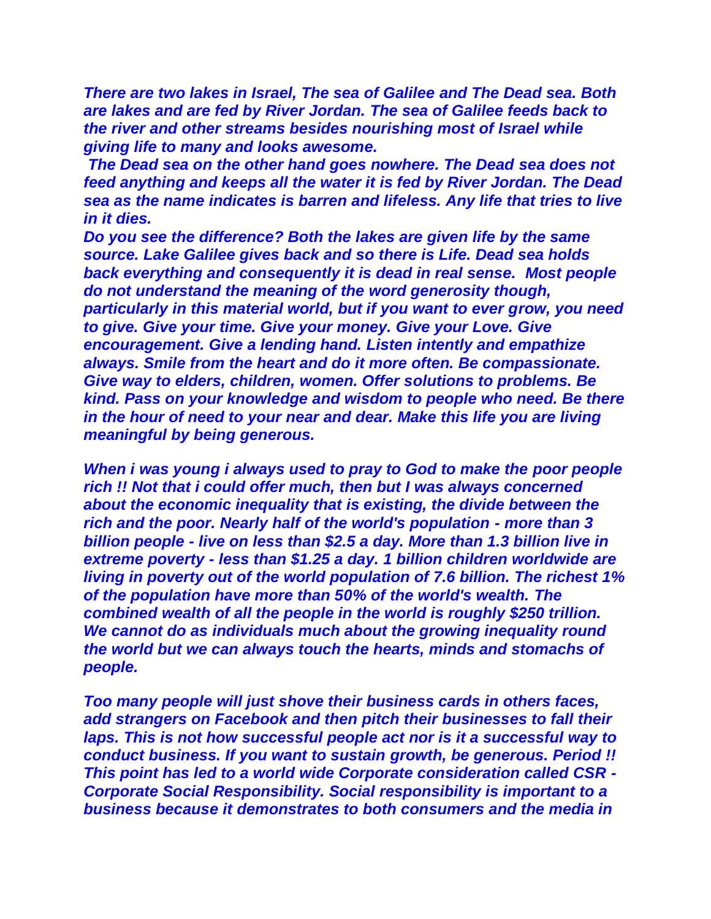*There are two lakes in Israel, The sea of Galilee and The Dead sea. Both are lakes and are fed by River Jordan. The sea of Galilee feeds back to the river and other streams besides nourishing most of Israel while giving life to many and looks awesome.*

*The Dead sea on the other hand goes nowhere. The Dead sea does not feed anything and keeps all the water it is fed by River Jordan. The Dead sea as the name indicates is barren and lifeless. Any life that tries to live in it dies.*

*Do you see the difference? Both the lakes are given life by the same source. Lake Galilee gives back and so there is Life. Dead sea holds back everything and consequently it is dead in real sense. Most people do not understand the meaning of the word generosity though, particularly in this material world, but if you want to ever grow, you need to give. Give your time. Give your money. Give your Love. Give encouragement. Give a lending hand. Listen intently and empathize always. Smile from the heart and do it more often. Be compassionate. Give way to elders, children, women. Offer solutions to problems. Be kind. Pass on your knowledge and wisdom to people who need. Be there in the hour of need to your near and dear. Make this life you are living meaningful by being generous.*

*When i was young i always used to pray to God to make the poor people rich !! Not that i could offer much, then but I was always concerned about the economic inequality that is existing, the divide between the rich and the poor. Nearly half of the world's population - more than 3 billion people - live on less than $2.5 a day. More than 1.3 billion live in extreme poverty - less than $1.25 a day. 1 billion children worldwide are living in poverty out of the world population of 7.6 billion. The richest 1% of the population have more than 50% of the world's wealth. The combined wealth of all the people in the world is roughly $250 trillion. We cannot do as individuals much about the growing inequality round the world but we can always touch the hearts, minds and stomachs of people.*

*Too many people will just shove their business cards in others faces, add strangers on Facebook and then pitch their businesses to fall their laps. This is not how successful people act nor is it a successful way to conduct business. If you want to sustain growth, be generous. Period !! This point has led to a world wide Corporate consideration called CSR - Corporate Social Responsibility. Social responsibility is important to a business because it demonstrates to both consumers and the media in*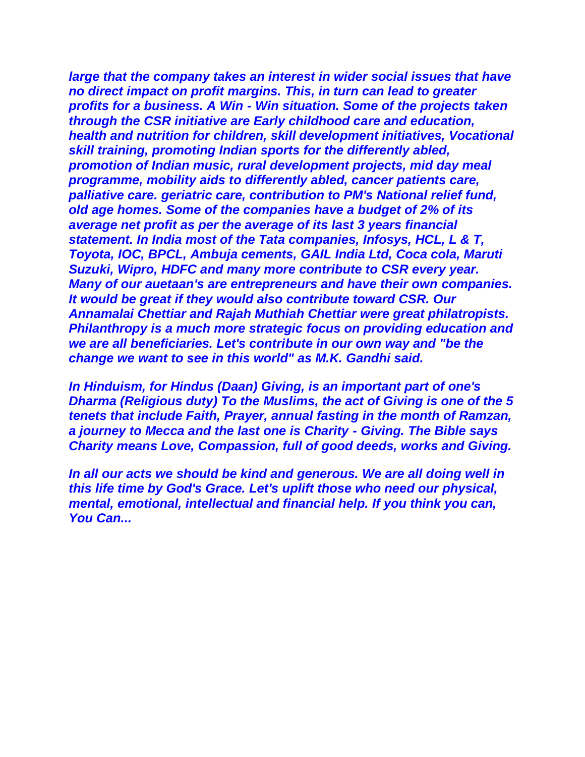*large that the company takes an interest in wider social issues that have no direct impact on profit margins. This, in turn can lead to greater profits for a business. A Win - Win situation. Some of the projects taken through the CSR initiative are Early childhood care and education, health and nutrition for children, skill development initiatives, Vocational skill training, promoting Indian sports for the differently abled, promotion of Indian music, rural development projects, mid day meal programme, mobility aids to differently abled, cancer patients care, palliative care. geriatric care, contribution to PM's National relief fund, old age homes. Some of the companies have a budget of 2% of its average net profit as per the average of its last 3 years financial statement. In India most of the Tata companies, Infosys, HCL, L & T, Toyota, IOC, BPCL, Ambuja cements, GAIL India Ltd, Coca cola, Maruti Suzuki, Wipro, HDFC and many more contribute to CSR every year. Many of our auetaan's are entrepreneurs and have their own companies. It would be great if they would also contribute toward CSR. Our Annamalai Chettiar and Rajah Muthiah Chettiar were great philatropists. Philanthropy is a much more strategic focus on providing education and we are all beneficiaries. Let's contribute in our own way and "be the change we want to see in this world" as M.K. Gandhi said.*

*In Hinduism, for Hindus (Daan) Giving, is an important part of one's Dharma (Religious duty) To the Muslims, the act of Giving is one of the 5 tenets that include Faith, Prayer, annual fasting in the month of Ramzan, a journey to Mecca and the last one is Charity - Giving. The Bible says Charity means Love, Compassion, full of good deeds, works and Giving.*

*In all our acts we should be kind and generous. We are all doing well in this life time by God's Grace. Let's uplift those who need our physical, mental, emotional, intellectual and financial help. If you think you can, You Can...*